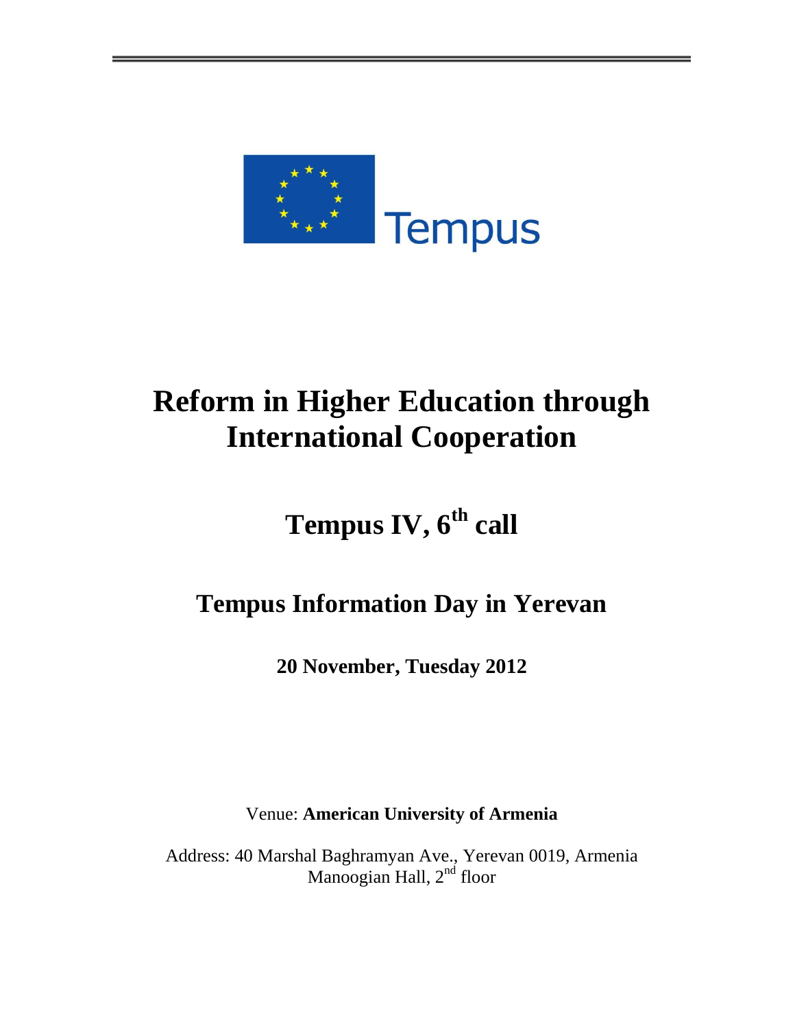Tempus

# Reform in Higher Education through International Cooperation

## Tempus IV, 6th call

## Tempus Information Day in Yerevan

**20 November, Tuesday 2012**

Venue: **American University of Armenia**

Address: 40 Marshal Baghramyan Ave., Yerevan 0019, Armenia
Manoogian Hall, 2nd floor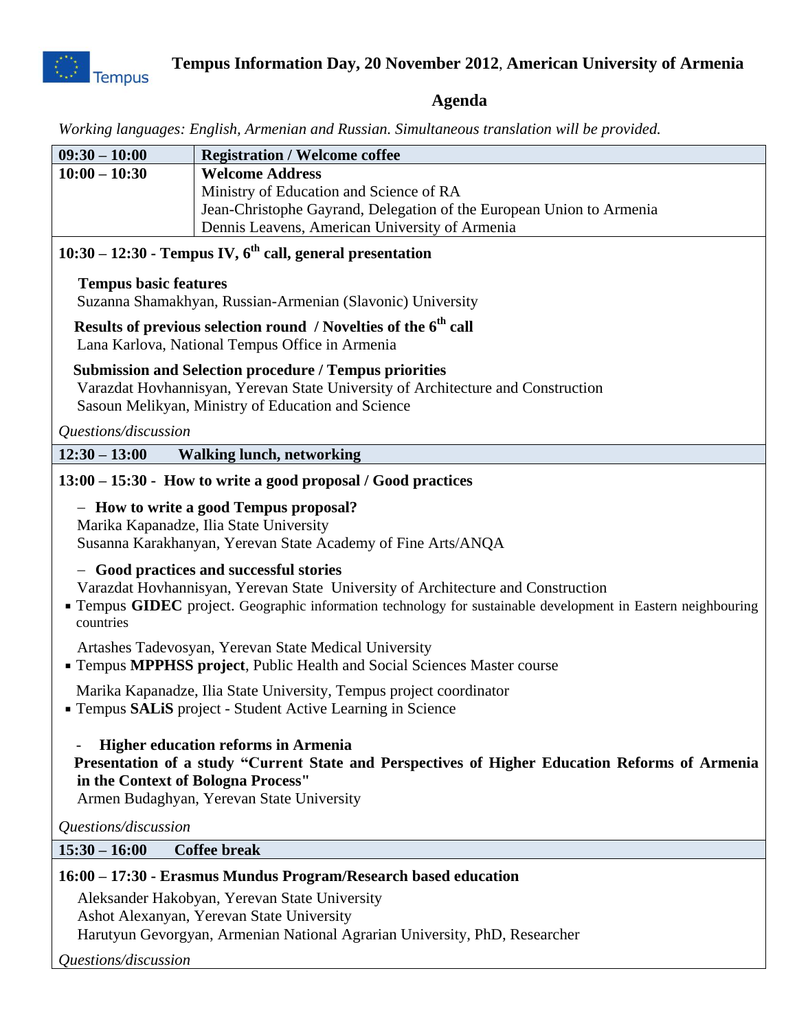**Tempus Information Day, 20 November 2012**, **American University of Armenia**

## Agenda

*Working languages: English, Armenian and Russian. Simultaneous translation will be provided.*

| | |
|---|---|
| **09:30 – 10:00** | **Registration / Welcome coffee** |
| **10:00 – 10:30** | **Welcome Address**<br>Ministry of Education and Science of RA<br>Jean-Christophe Gayrand, Delegation of the European Union to Armenia<br>Dennis Leavens, American University of Armenia |

**10:30 – 12:30 - Tempus IV, 6th call, general presentation**

**Tempus basic features**
Suzanna Shamakhyan, Russian-Armenian (Slavonic) University

**Results of previous selection round / Novelties of the 6th call**
Lana Karlova, National Tempus Office in Armenia

**Submission and Selection procedure / Tempus priorities**
Varazdat Hovhannisyan, Yerevan State University of Architecture and Construction
Sasoun Melikyan, Ministry of Education and Science

*Questions/discussion*

**12:30 – 13:00 Walking lunch, networking**

**13:00 – 15:30 - How to write a good proposal / Good practices**

– **How to write a good Tempus proposal?**
Marika Kapanadze, Ilia State University
Susanna Karakhanyan, Yerevan State Academy of Fine Arts/ANQA

– **Good practices and successful stories**
Varazdat Hovhannisyan, Yerevan State University of Architecture and Construction
- Tempus **GIDEC** project. Geographic information technology for sustainable development in Eastern neighbouring countries

Artashes Tadevosyan, Yerevan State Medical University
- Tempus **MPPHSS project**, Public Health and Social Sciences Master course

Marika Kapanadze, Ilia State University, Tempus project coordinator
- Tempus **SALiS** project - Student Active Learning in Science

- **Higher education reforms in Armenia**
**Presentation of a study "Current State and Perspectives of Higher Education Reforms of Armenia in the Context of Bologna Process"**
Armen Budaghyan, Yerevan State University

*Questions/discussion*

**15:30 – 16:00 Coffee break**

**16:00 – 17:30 - Erasmus Mundus Program/Research based education**

Aleksander Hakobyan, Yerevan State University
Ashot Alexanyan, Yerevan State University
Harutyun Gevorgyan, Armenian National Agrarian University, PhD, Researcher

*Questions/discussion*